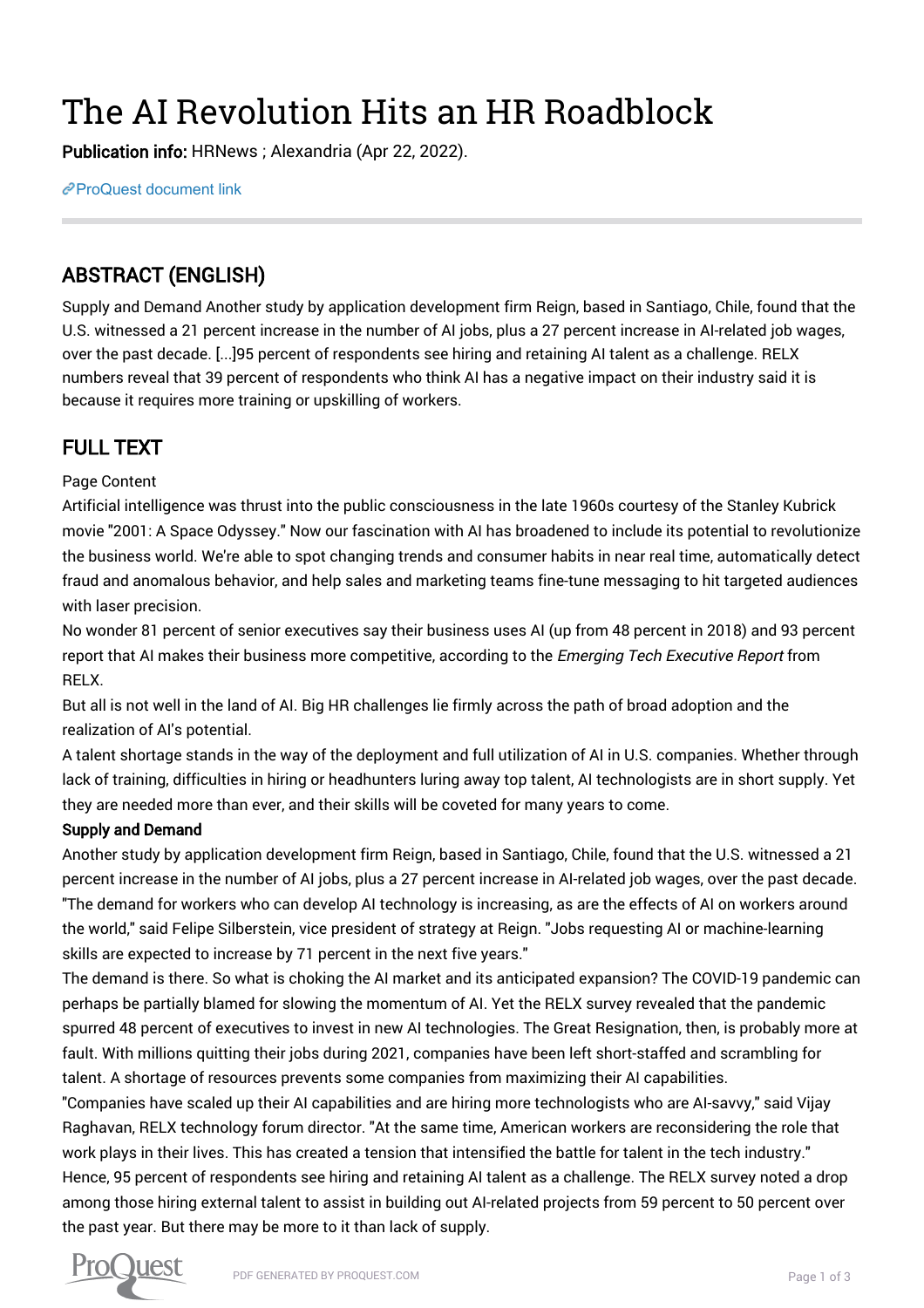# The AI Revolution Hits an HR Roadblock

**Publication info:** HRNews ; Alexandria (Apr 22, 2022).

ProQuest document link

## ABSTRACT (ENGLISH)

Supply and Demand Another study by application development firm Reign, based in Santiago, Chile, found that the U.S. witnessed a 21 percent increase in the number of AI jobs, plus a 27 percent increase in AI-related job wages, over the past decade. [...]95 percent of respondents see hiring and retaining AI talent as a challenge. RELX numbers reveal that 39 percent of respondents who think AI has a negative impact on their industry said it is because it requires more training or upskilling of workers.

## FULL TEXT

Page Content

Artificial intelligence was thrust into the public consciousness in the late 1960s courtesy of the Stanley Kubrick movie "2001: A Space Odyssey." Now our fascination with AI has broadened to include its potential to revolutionize the business world. We're able to spot changing trends and consumer habits in near real time, automatically detect fraud and anomalous behavior, and help sales and marketing teams fine-tune messaging to hit targeted audiences with laser precision.

No wonder 81 percent of senior executives say their business uses AI (up from 48 percent in 2018) and 93 percent report that AI makes their business more competitive, according to the *Emerging Tech Executive Report* from RELX.

But all is not well in the land of AI. Big HR challenges lie firmly across the path of broad adoption and the realization of AI's potential.

A talent shortage stands in the way of the deployment and full utilization of AI in U.S. companies. Whether through lack of training, difficulties in hiring or headhunters luring away top talent, AI technologists are in short supply. Yet they are needed more than ever, and their skills will be coveted for many years to come.

**Supply and Demand**

Another study by application development firm Reign, based in Santiago, Chile, found that the U.S. witnessed a 21 percent increase in the number of AI jobs, plus a 27 percent increase in AI-related job wages, over the past decade. "The demand for workers who can develop AI technology is increasing, as are the effects of AI on workers around the world," said Felipe Silberstein, vice president of strategy at Reign. "Jobs requesting AI or machine-learning skills are expected to increase by 71 percent in the next five years."

The demand is there. So what is choking the AI market and its anticipated expansion? The COVID-19 pandemic can perhaps be partially blamed for slowing the momentum of AI. Yet the RELX survey revealed that the pandemic spurred 48 percent of executives to invest in new AI technologies. The Great Resignation, then, is probably more at fault. With millions quitting their jobs during 2021, companies have been left short-staffed and scrambling for talent. A shortage of resources prevents some companies from maximizing their AI capabilities.

"Companies have scaled up their AI capabilities and are hiring more technologists who are AI-savvy," said Vijay Raghavan, RELX technology forum director. "At the same time, American workers are reconsidering the role that work plays in their lives. This has created a tension that intensified the battle for talent in the tech industry."

Hence, 95 percent of respondents see hiring and retaining AI talent as a challenge. The RELX survey noted a drop among those hiring external talent to assist in building out AI-related projects from 59 percent to 50 percent over the past year. But there may be more to it than lack of supply.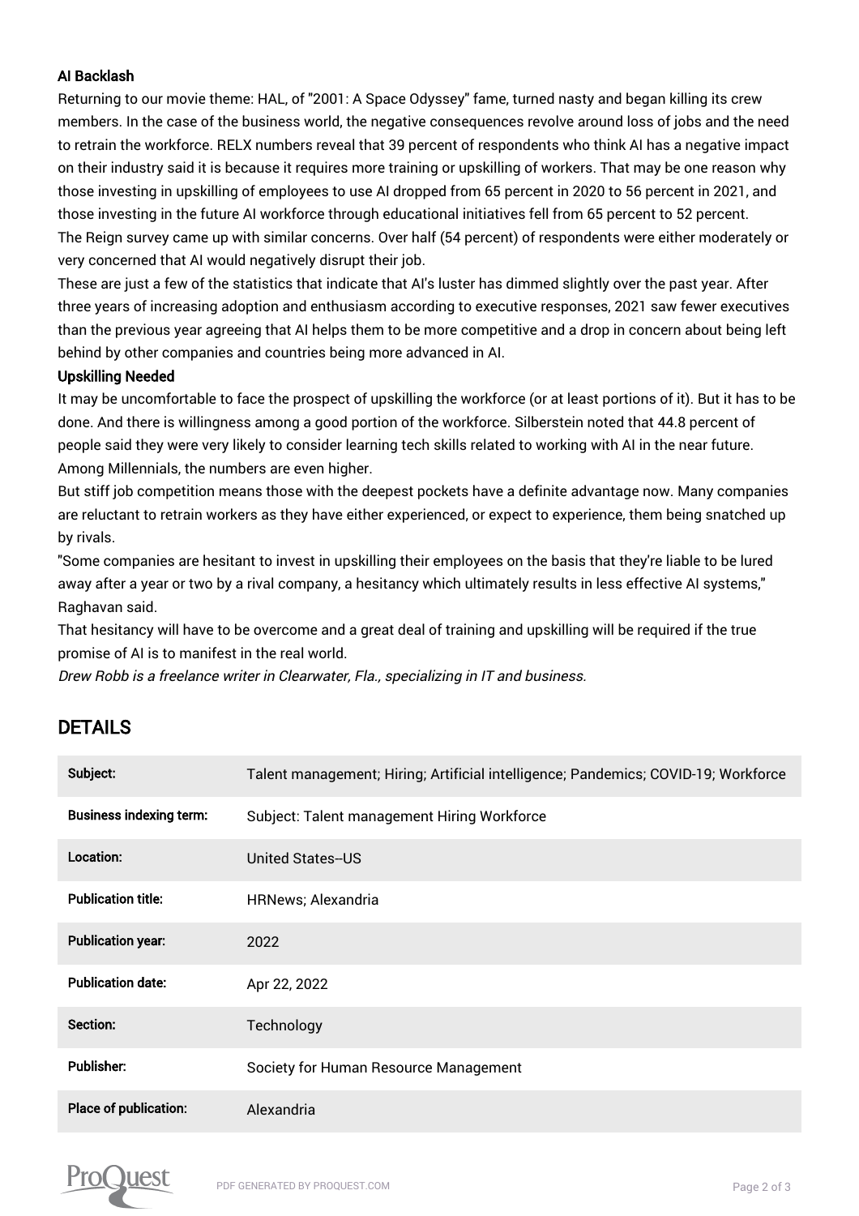### AI Backlash

Returning to our movie theme: HAL, of "2001: A Space Odyssey" fame, turned nasty and began killing its crew members. In the case of the business world, the negative consequences revolve around loss of jobs and the need to retrain the workforce. RELX numbers reveal that 39 percent of respondents who think AI has a negative impact on their industry said it is because it requires more training or upskilling of workers. That may be one reason why those investing in upskilling of employees to use AI dropped from 65 percent in 2020 to 56 percent in 2021, and those investing in the future AI workforce through educational initiatives fell from 65 percent to 52 percent.

The Reign survey came up with similar concerns. Over half (54 percent) of respondents were either moderately or very concerned that AI would negatively disrupt their job.

These are just a few of the statistics that indicate that AI's luster has dimmed slightly over the past year. After three years of increasing adoption and enthusiasm according to executive responses, 2021 saw fewer executives than the previous year agreeing that AI helps them to be more competitive and a drop in concern about being left behind by other companies and countries being more advanced in AI.

### Upskilling Needed

It may be uncomfortable to face the prospect of upskilling the workforce (or at least portions of it). But it has to be done. And there is willingness among a good portion of the workforce. Silberstein noted that 44.8 percent of people said they were very likely to consider learning tech skills related to working with AI in the near future. Among Millennials, the numbers are even higher.

But stiff job competition means those with the deepest pockets have a definite advantage now. Many companies are reluctant to retrain workers as they have either experienced, or expect to experience, them being snatched up by rivals.

"Some companies are hesitant to invest in upskilling their employees on the basis that they're liable to be lured away after a year or two by a rival company, a hesitancy which ultimately results in less effective AI systems," Raghavan said.

That hesitancy will have to be overcome and a great deal of training and upskilling will be required if the true promise of AI is to manifest in the real world.

*Drew Robb is a freelance writer in Clearwater, Fla., specializing in IT and business.*

## DETAILS

| | |
|---|---|
| **Subject:** | Talent management; Hiring; Artificial intelligence; Pandemics; COVID-19; Workforce |
| **Business indexing term:** | Subject: Talent management Hiring Workforce |
| **Location:** | United States--US |
| **Publication title:** | HRNews; Alexandria |
| **Publication year:** | 2022 |
| **Publication date:** | Apr 22, 2022 |
| **Section:** | Technology |
| **Publisher:** | Society for Human Resource Management |
| **Place of publication:** | Alexandria |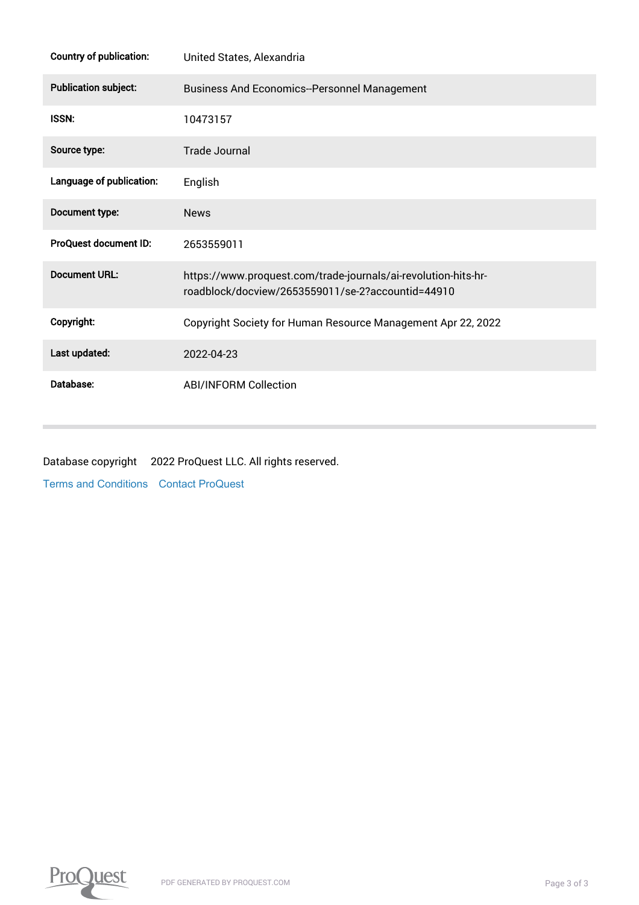| | |
|---|---|
| **Country of publication:** | United States, Alexandria |
| **Publication subject:** | Business And Economics--Personnel Management |
| **ISSN:** | 10473157 |
| **Source type:** | Trade Journal |
| **Language of publication:** | English |
| **Document type:** | News |
| **ProQuest document ID:** | 2653559011 |
| **Document URL:** | https://www.proquest.com/trade-journals/ai-revolution-hits-hr-roadblock/docview/2653559011/se-2?accountid=44910 |
| **Copyright:** | Copyright Society for Human Resource Management Apr 22, 2022 |
| **Last updated:** | 2022-04-23 |
| **Database:** | ABI/INFORM Collection |

Database copyright 2022 ProQuest LLC. All rights reserved.

Terms and Conditions Contact ProQuest